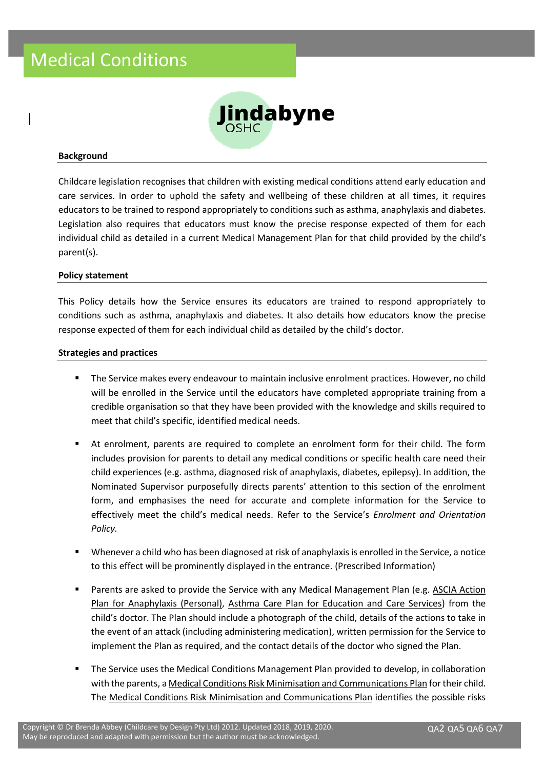# Medical Conditions

Jindabyne OSHC

## Background

Childcare legislation recognises that children with existing medical conditions attend early education and care services. In order to uphold the safety and wellbeing of these children at all times, it requires educators to be trained to respond appropriately to conditions such as asthma, anaphylaxis and diabetes. Legislation also requires that educators must know the precise response expected of them for each individual child as detailed in a current Medical Management Plan for that child provided by the child's parent(s).

## Policy statement

This Policy details how the Service ensures its educators are trained to respond appropriately to conditions such as asthma, anaphylaxis and diabetes. It also details how educators know the precise response expected of them for each individual child as detailed by the child's doctor.

## Strategies and practices

- The Service makes every endeavour to maintain inclusive enrolment practices. However, no child will be enrolled in the Service until the educators have completed appropriate training from a credible organisation so that they have been provided with the knowledge and skills required to meet that child's specific, identified medical needs.

- At enrolment, parents are required to complete an enrolment form for their child. The form includes provision for parents to detail any medical conditions or specific health care need their child experiences (e.g. asthma, diagnosed risk of anaphylaxis, diabetes, epilepsy). In addition, the Nominated Supervisor purposefully directs parents' attention to this section of the enrolment form, and emphasises the need for accurate and complete information for the Service to effectively meet the child's medical needs. Refer to the Service's *Enrolment and Orientation Policy.*

- Whenever a child who has been diagnosed at risk of anaphylaxis is enrolled in the Service, a notice to this effect will be prominently displayed in the entrance. (Prescribed Information)

- Parents are asked to provide the Service with any Medical Management Plan (e.g. ASCIA Action Plan for Anaphylaxis (Personal), Asthma Care Plan for Education and Care Services) from the child's doctor. The Plan should include a photograph of the child, details of the actions to take in the event of an attack (including administering medication), written permission for the Service to implement the Plan as required, and the contact details of the doctor who signed the Plan.

- The Service uses the Medical Conditions Management Plan provided to develop, in collaboration with the parents, a Medical Conditions Risk Minimisation and Communications Plan for their child. The Medical Conditions Risk Minimisation and Communications Plan identifies the possible risks

Copyright © Dr Brenda Abbey (Childcare by Design Pty Ltd) 2012. Updated 2018, 2019, 2020. May be reproduced and adapted with permission but the author must be acknowledged.

QA2 QA5 QA6 QA7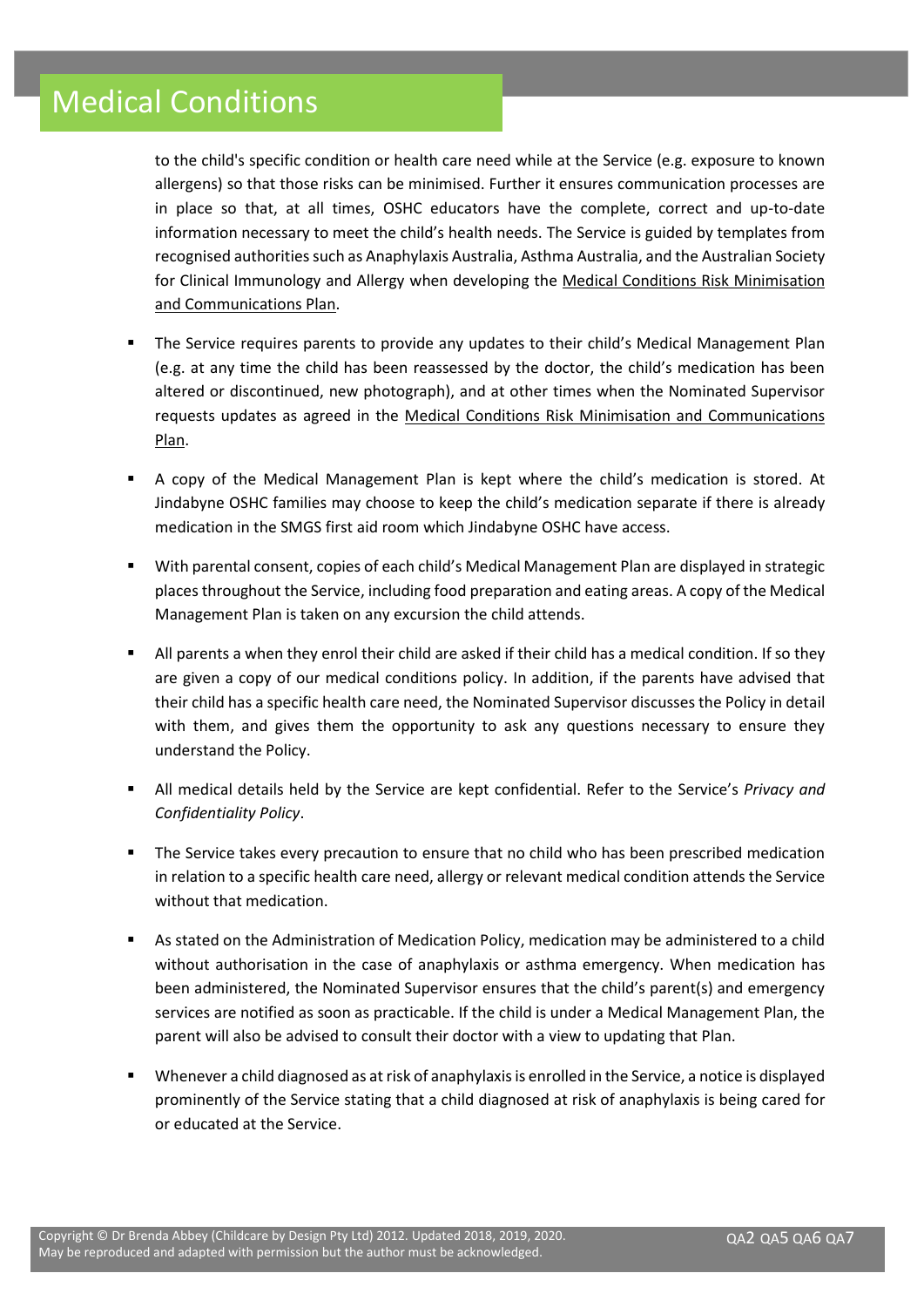to the child's specific condition or health care need while at the Service (e.g. exposure to known allergens) so that those risks can be minimised. Further it ensures communication processes are in place so that, at all times, OSHC educators have the complete, correct and up-to-date information necessary to meet the child's health needs. The Service is guided by templates from recognised authorities such as Anaphylaxis Australia, Asthma Australia, and the Australian Society for Clinical Immunology and Allergy when developing the Medical Conditions Risk Minimisation and Communications Plan.

- The Service requires parents to provide any updates to their child's Medical Management Plan (e.g. at any time the child has been reassessed by the doctor, the child's medication has been altered or discontinued, new photograph), and at other times when the Nominated Supervisor requests updates as agreed in the Medical Conditions Risk Minimisation and Communications Plan.

- A copy of the Medical Management Plan is kept where the child's medication is stored. At Jindabyne OSHC families may choose to keep the child's medication separate if there is already medication in the SMGS first aid room which Jindabyne OSHC have access.

- With parental consent, copies of each child's Medical Management Plan are displayed in strategic places throughout the Service, including food preparation and eating areas. A copy of the Medical Management Plan is taken on any excursion the child attends.

- All parents a when they enrol their child are asked if their child has a medical condition. If so they are given a copy of our medical conditions policy. In addition, if the parents have advised that their child has a specific health care need, the Nominated Supervisor discusses the Policy in detail with them, and gives them the opportunity to ask any questions necessary to ensure they understand the Policy.

- All medical details held by the Service are kept confidential. Refer to the Service's *Privacy and Confidentiality Policy*.

- The Service takes every precaution to ensure that no child who has been prescribed medication in relation to a specific health care need, allergy or relevant medical condition attends the Service without that medication.

- As stated on the Administration of Medication Policy, medication may be administered to a child without authorisation in the case of anaphylaxis or asthma emergency. When medication has been administered, the Nominated Supervisor ensures that the child's parent(s) and emergency services are notified as soon as practicable. If the child is under a Medical Management Plan, the parent will also be advised to consult their doctor with a view to updating that Plan.

- Whenever a child diagnosed as at risk of anaphylaxis is enrolled in the Service, a notice is displayed prominently of the Service stating that a child diagnosed at risk of anaphylaxis is being cared for or educated at the Service.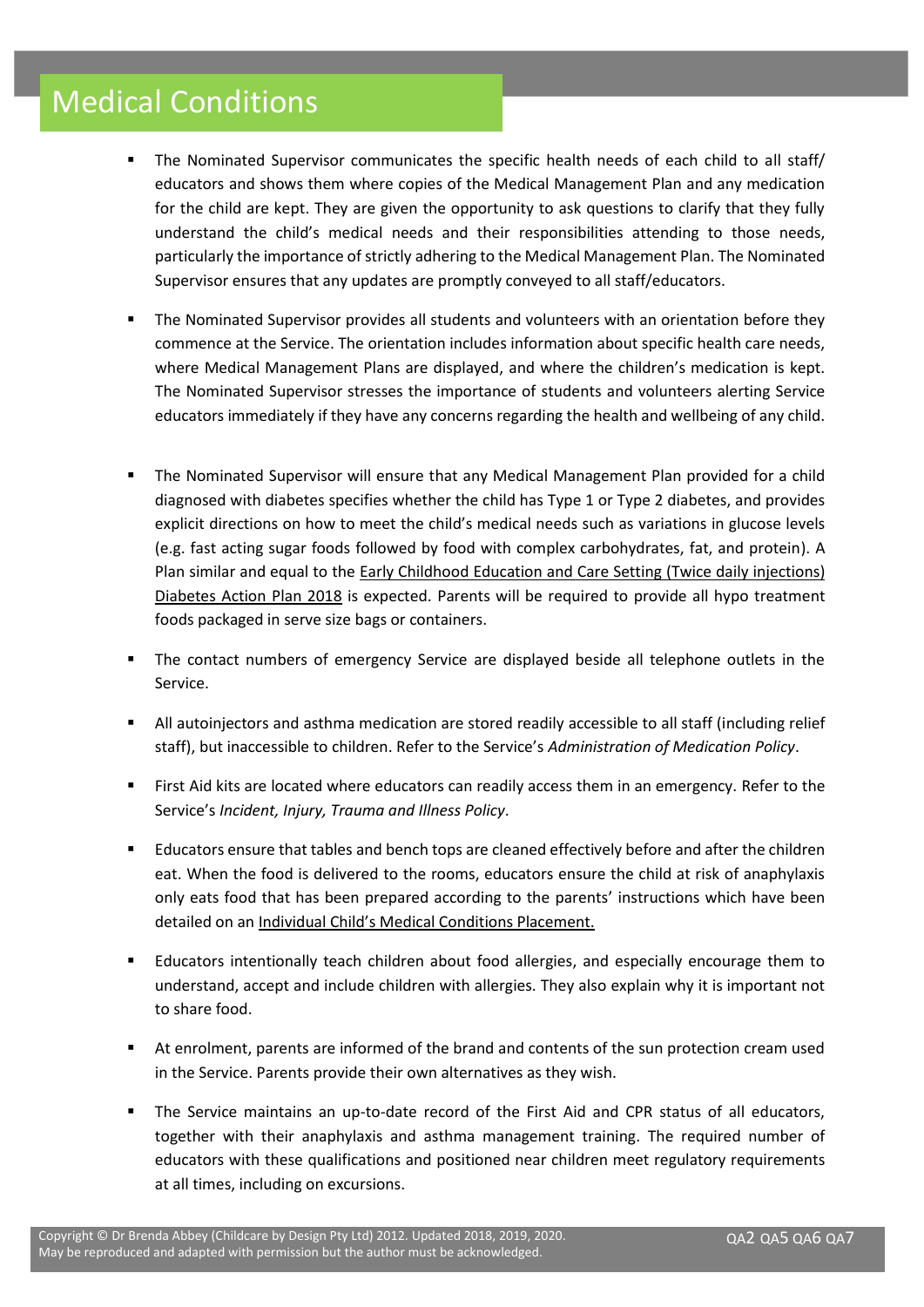# Medical Conditions

- The Nominated Supervisor communicates the specific health needs of each child to all staff/ educators and shows them where copies of the Medical Management Plan and any medication for the child are kept. They are given the opportunity to ask questions to clarify that they fully understand the child's medical needs and their responsibilities attending to those needs, particularly the importance of strictly adhering to the Medical Management Plan. The Nominated Supervisor ensures that any updates are promptly conveyed to all staff/educators.

- The Nominated Supervisor provides all students and volunteers with an orientation before they commence at the Service. The orientation includes information about specific health care needs, where Medical Management Plans are displayed, and where the children's medication is kept. The Nominated Supervisor stresses the importance of students and volunteers alerting Service educators immediately if they have any concerns regarding the health and wellbeing of any child.

- The Nominated Supervisor will ensure that any Medical Management Plan provided for a child diagnosed with diabetes specifies whether the child has Type 1 or Type 2 diabetes, and provides explicit directions on how to meet the child's medical needs such as variations in glucose levels (e.g. fast acting sugar foods followed by food with complex carbohydrates, fat, and protein). A Plan similar and equal to the Early Childhood Education and Care Setting (Twice daily injections) Diabetes Action Plan 2018 is expected. Parents will be required to provide all hypo treatment foods packaged in serve size bags or containers.

- The contact numbers of emergency Service are displayed beside all telephone outlets in the Service.

- All autoinjectors and asthma medication are stored readily accessible to all staff (including relief staff), but inaccessible to children. Refer to the Service's *Administration of Medication Policy*.

- First Aid kits are located where educators can readily access them in an emergency. Refer to the Service's *Incident, Injury, Trauma and Illness Policy*.

- Educators ensure that tables and bench tops are cleaned effectively before and after the children eat. When the food is delivered to the rooms, educators ensure the child at risk of anaphylaxis only eats food that has been prepared according to the parents' instructions which have been detailed on an Individual Child's Medical Conditions Placement.

- Educators intentionally teach children about food allergies, and especially encourage them to understand, accept and include children with allergies. They also explain why it is important not to share food.

- At enrolment, parents are informed of the brand and contents of the sun protection cream used in the Service. Parents provide their own alternatives as they wish.

- The Service maintains an up-to-date record of the First Aid and CPR status of all educators, together with their anaphylaxis and asthma management training. The required number of educators with these qualifications and positioned near children meet regulatory requirements at all times, including on excursions.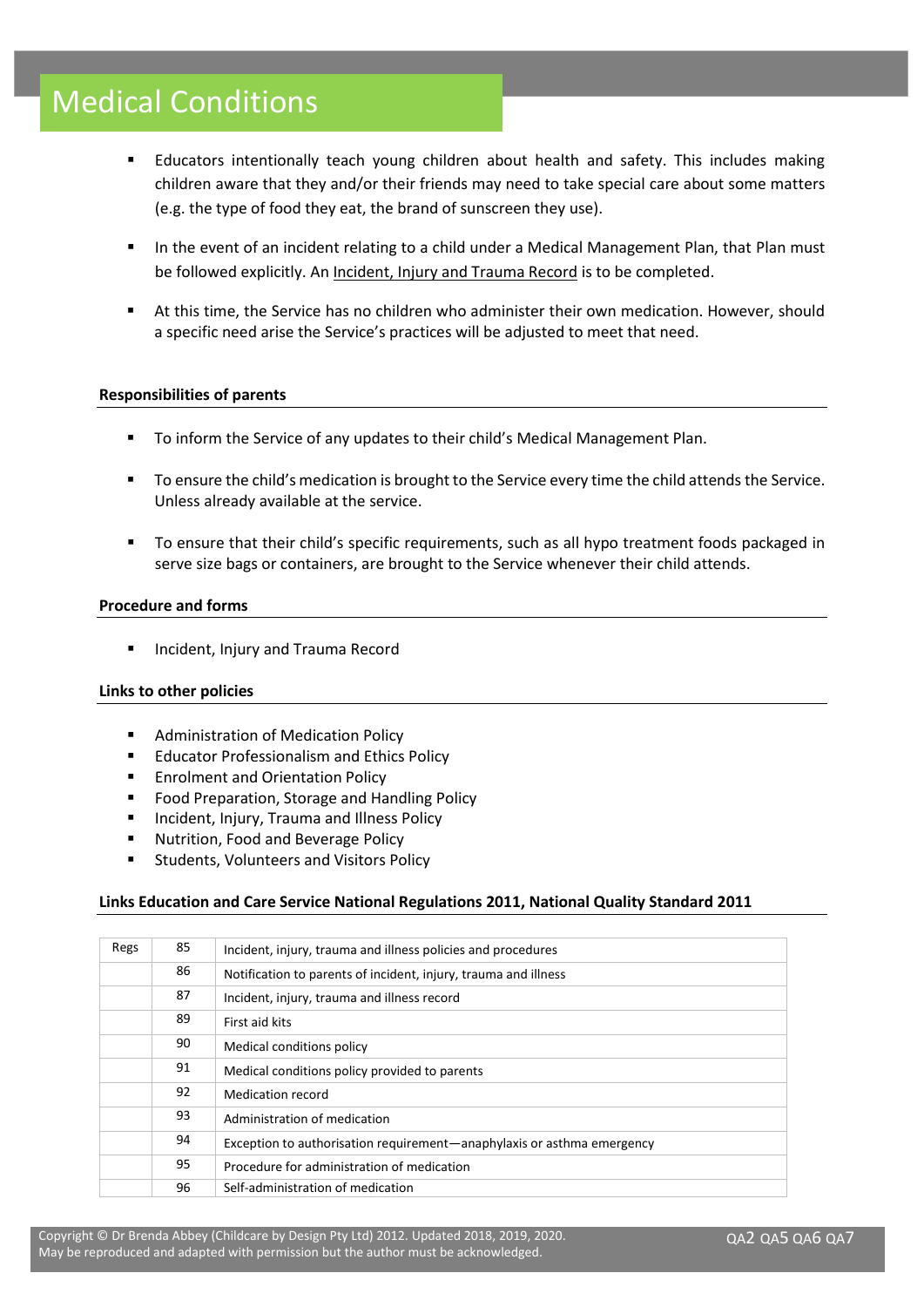# Medical Conditions

- Educators intentionally teach young children about health and safety. This includes making children aware that they and/or their friends may need to take special care about some matters (e.g. the type of food they eat, the brand of sunscreen they use).
- In the event of an incident relating to a child under a Medical Management Plan, that Plan must be followed explicitly. An Incident, Injury and Trauma Record is to be completed.
- At this time, the Service has no children who administer their own medication. However, should a specific need arise the Service's practices will be adjusted to meet that need.

**Responsibilities of parents**

- To inform the Service of any updates to their child's Medical Management Plan.
- To ensure the child's medication is brought to the Service every time the child attends the Service. Unless already available at the service.
- To ensure that their child's specific requirements, such as all hypo treatment foods packaged in serve size bags or containers, are brought to the Service whenever their child attends.

**Procedure and forms**

- Incident, Injury and Trauma Record

**Links to other policies**

- Administration of Medication Policy
- Educator Professionalism and Ethics Policy
- Enrolment and Orientation Policy
- Food Preparation, Storage and Handling Policy
- Incident, Injury, Trauma and Illness Policy
- Nutrition, Food and Beverage Policy
- Students, Volunteers and Visitors Policy

**Links Education and Care Service National Regulations 2011, National Quality Standard 2011**

| Regs | 85 | Incident, injury, trauma and illness policies and procedures |
|---|---|---|
| | 86 | Notification to parents of incident, injury, trauma and illness |
| | 87 | Incident, injury, trauma and illness record |
| | 89 | First aid kits |
| | 90 | Medical conditions policy |
| | 91 | Medical conditions policy provided to parents |
| | 92 | Medication record |
| | 93 | Administration of medication |
| | 94 | Exception to authorisation requirement—anaphylaxis or asthma emergency |
| | 95 | Procedure for administration of medication |
| | 96 | Self-administration of medication |

Copyright © Dr Brenda Abbey (Childcare by Design Pty Ltd) 2012. Updated 2018, 2019, 2020. May be reproduced and adapted with permission but the author must be acknowledged.

QA2 QA5 QA6 QA7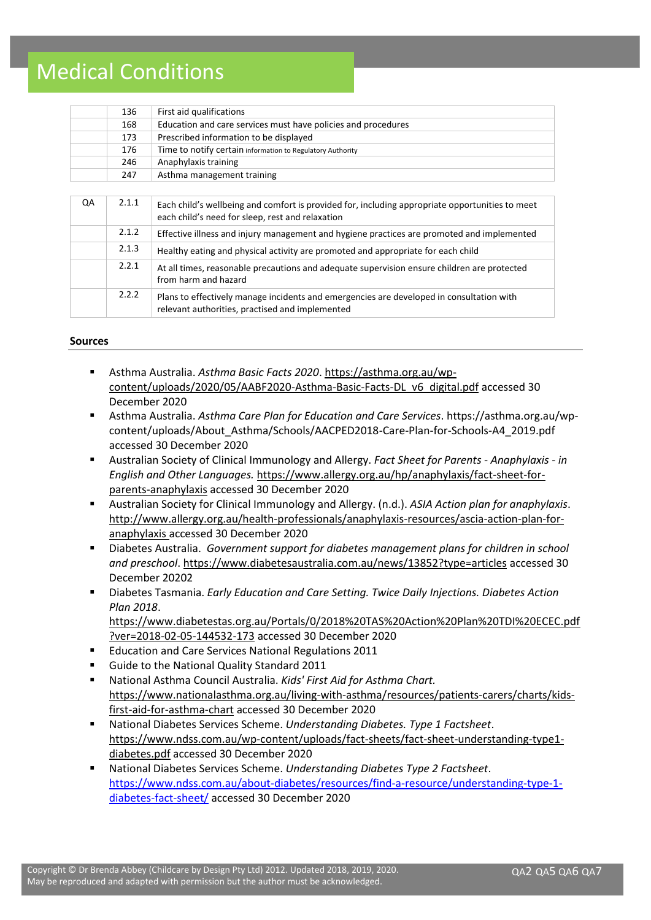# Medical Conditions

| | | |
|---|---|---|
| | 136 | First aid qualifications |
| | 168 | Education and care services must have policies and procedures |
| | 173 | Prescribed information to be displayed |
| | 176 | Time to notify certain information to Regulatory Authority |
| | 246 | Anaphylaxis training |
| | 247 | Asthma management training |

| | | |
|---|---|---|
| QA | 2.1.1 | Each child's wellbeing and comfort is provided for, including appropriate opportunities to meet each child's need for sleep, rest and relaxation |
| | 2.1.2 | Effective illness and injury management and hygiene practices are promoted and implemented |
| | 2.1.3 | Healthy eating and physical activity are promoted and appropriate for each child |
| | 2.2.1 | At all times, reasonable precautions and adequate supervision ensure children are protected from harm and hazard |
| | 2.2.2 | Plans to effectively manage incidents and emergencies are developed in consultation with relevant authorities, practised and implemented |

## Sources

- Asthma Australia. *Asthma Basic Facts 2020*. https://asthma.org.au/wp-content/uploads/2020/05/AABF2020-Asthma-Basic-Facts-DL_v6_digital.pdf accessed 30 December 2020
- Asthma Australia. *Asthma Care Plan for Education and Care Services*. https://asthma.org.au/wp-content/uploads/About_Asthma/Schools/AACPED2018-Care-Plan-for-Schools-A4_2019.pdf accessed 30 December 2020
- Australian Society of Clinical Immunology and Allergy. *Fact Sheet for Parents - Anaphylaxis - in English and Other Languages.* https://www.allergy.org.au/hp/anaphylaxis/fact-sheet-for-parents-anaphylaxis accessed 30 December 2020
- Australian Society for Clinical Immunology and Allergy. (n.d.). *ASIA Action plan for anaphylaxis*. http://www.allergy.org.au/health-professionals/anaphylaxis-resources/ascia-action-plan-for-anaphylaxis accessed 30 December 2020
- Diabetes Australia. *Government support for diabetes management plans for children in school and preschool*. https://www.diabetesaustralia.com.au/news/13852?type=articles accessed 30 December 20202
- Diabetes Tasmania. *Early Education and Care Setting. Twice Daily Injections. Diabetes Action Plan 2018*. https://www.diabetestas.org.au/Portals/0/2018%20TAS%20Action%20Plan%20TDI%20ECEC.pdf?ver=2018-02-05-144532-173 accessed 30 December 2020
- Education and Care Services National Regulations 2011
- Guide to the National Quality Standard 2011
- National Asthma Council Australia. *Kids' First Aid for Asthma Chart.* https://www.nationalasthma.org.au/living-with-asthma/resources/patients-carers/charts/kids-first-aid-for-asthma-chart accessed 30 December 2020
- National Diabetes Services Scheme. *Understanding Diabetes. Type 1 Factsheet*. https://www.ndss.com.au/wp-content/uploads/fact-sheets/fact-sheet-understanding-type1-diabetes.pdf accessed 30 December 2020
- National Diabetes Services Scheme. *Understanding Diabetes Type 2 Factsheet*. https://www.ndss.com.au/about-diabetes/resources/find-a-resource/understanding-type-1-diabetes-fact-sheet/ accessed 30 December 2020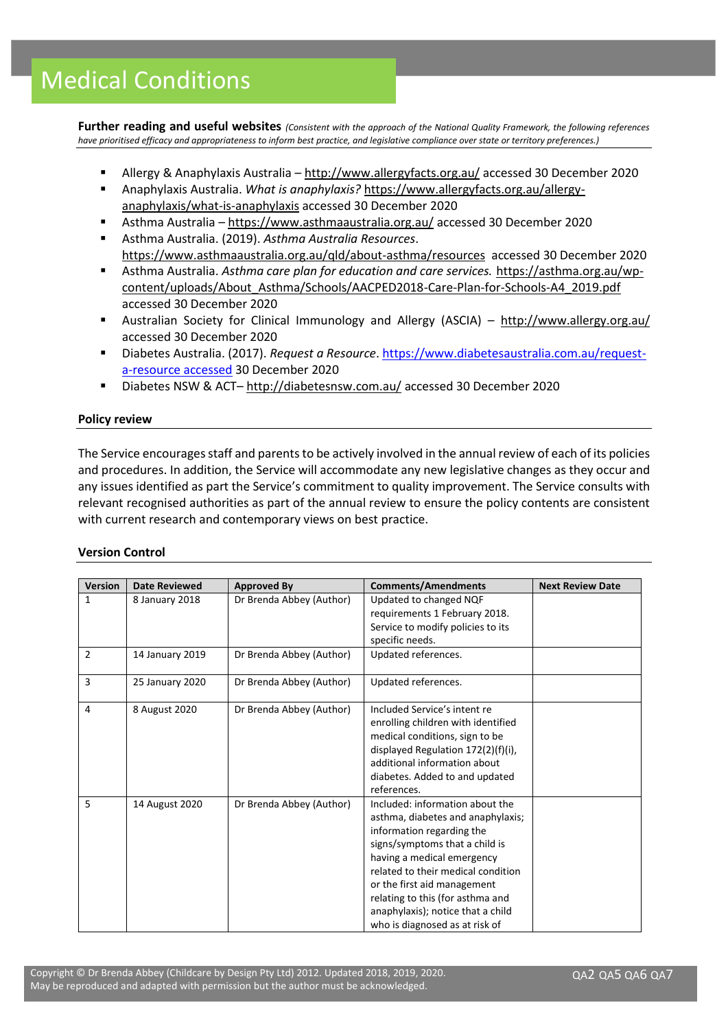# Medical Conditions

**Further reading and useful websites** *(Consistent with the approach of the National Quality Framework, the following references have prioritised efficacy and appropriateness to inform best practice, and legislative compliance over state or territory preferences.)*

- Allergy & Anaphylaxis Australia – http://www.allergyfacts.org.au/ accessed 30 December 2020
- Anaphylaxis Australia. *What is anaphylaxis?* https://www.allergyfacts.org.au/allergy-anaphylaxis/what-is-anaphylaxis accessed 30 December 2020
- Asthma Australia – https://www.asthmaaustralia.org.au/ accessed 30 December 2020
- Asthma Australia. (2019). *Asthma Australia Resources*. https://www.asthmaaustralia.org.au/qld/about-asthma/resources accessed 30 December 2020
- Asthma Australia. *Asthma care plan for education and care services.* https://asthma.org.au/wp-content/uploads/About_Asthma/Schools/AACPED2018-Care-Plan-for-Schools-A4_2019.pdf accessed 30 December 2020
- Australian Society for Clinical Immunology and Allergy (ASCIA) – http://www.allergy.org.au/ accessed 30 December 2020
- Diabetes Australia. (2017). *Request a Resource*. https://www.diabetesaustralia.com.au/request-a-resource accessed 30 December 2020
- Diabetes NSW & ACT– http://diabetesnsw.com.au/ accessed 30 December 2020

**Policy review**

The Service encourages staff and parents to be actively involved in the annual review of each of its policies and procedures. In addition, the Service will accommodate any new legislative changes as they occur and any issues identified as part the Service's commitment to quality improvement. The Service consults with relevant recognised authorities as part of the annual review to ensure the policy contents are consistent with current research and contemporary views on best practice.

**Version Control**

| Version | Date Reviewed | Approved By | Comments/Amendments | Next Review Date |
|---|---|---|---|---|
| 1 | 8 January 2018 | Dr Brenda Abbey (Author) | Updated to changed NQF requirements 1 February 2018. Service to modify policies to its specific needs. | |
| 2 | 14 January 2019 | Dr Brenda Abbey (Author) | Updated references. | |
| 3 | 25 January 2020 | Dr Brenda Abbey (Author) | Updated references. | |
| 4 | 8 August 2020 | Dr Brenda Abbey (Author) | Included Service's intent re enrolling children with identified medical conditions, sign to be displayed Regulation 172(2)(f)(i), additional information about diabetes. Added to and updated references. | |
| 5 | 14 August 2020 | Dr Brenda Abbey (Author) | Included: information about the asthma, diabetes and anaphylaxis; information regarding the signs/symptoms that a child is having a medical emergency related to their medical condition or the first aid management relating to this (for asthma and anaphylaxis); notice that a child who is diagnosed as at risk of | |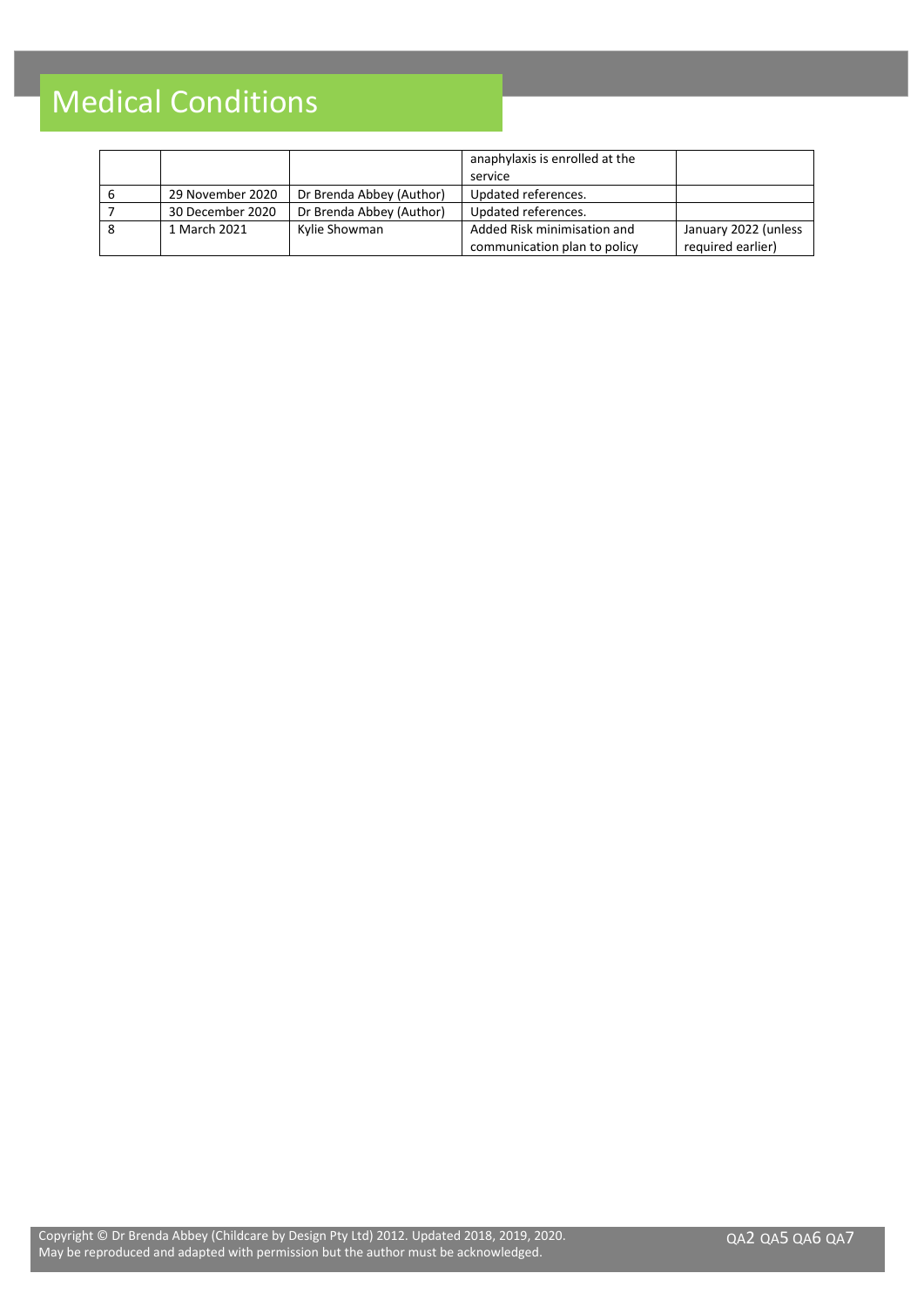| | | | anaphylaxis is enrolled at the service | |
|---|---|---|---|---|
| 6 | 29 November 2020 | Dr Brenda Abbey (Author) | Updated references. | |
| 7 | 30 December 2020 | Dr Brenda Abbey (Author) | Updated references. | |
| 8 | 1 March 2021 | Kylie Showman | Added Risk minimisation and communication plan to policy | January 2022 (unless required earlier) |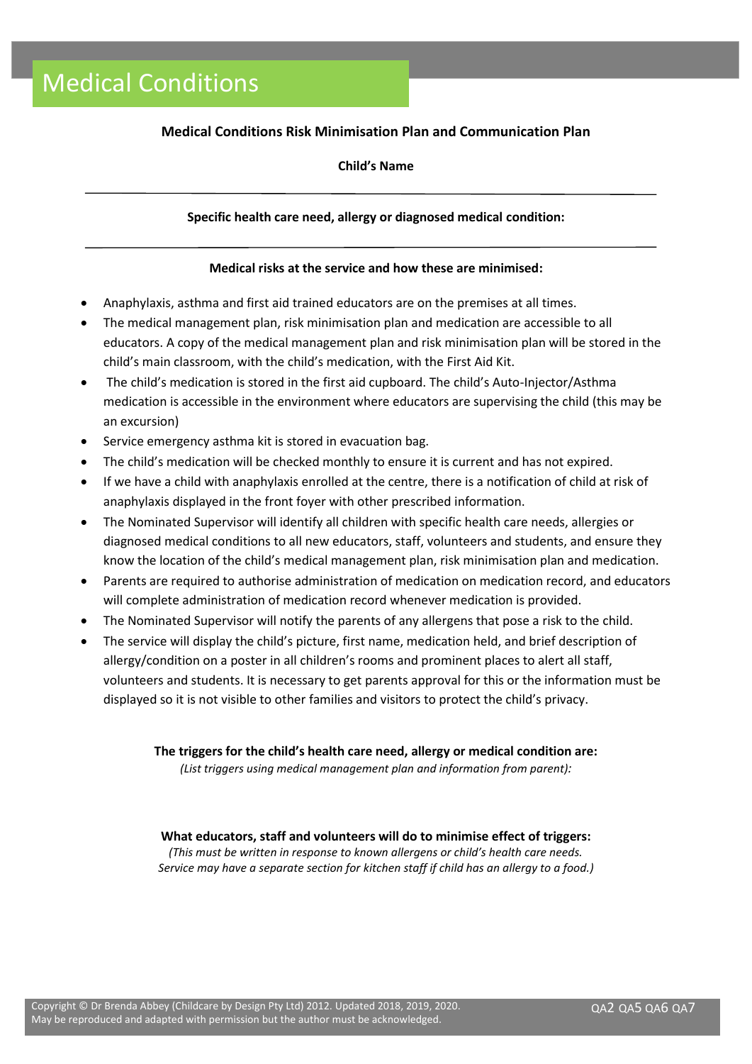# Medical Conditions

**Medical Conditions Risk Minimisation Plan and Communication Plan**

**Child's Name**

---

**Specific health care need, allergy or diagnosed medical condition:**

---

**Medical risks at the service and how these are minimised:**

- Anaphylaxis, asthma and first aid trained educators are on the premises at all times.
- The medical management plan, risk minimisation plan and medication are accessible to all educators. A copy of the medical management plan and risk minimisation plan will be stored in the child's main classroom, with the child's medication, with the First Aid Kit.
- The child's medication is stored in the first aid cupboard. The child's Auto-Injector/Asthma medication is accessible in the environment where educators are supervising the child (this may be an excursion)
- Service emergency asthma kit is stored in evacuation bag.
- The child's medication will be checked monthly to ensure it is current and has not expired.
- If we have a child with anaphylaxis enrolled at the centre, there is a notification of child at risk of anaphylaxis displayed in the front foyer with other prescribed information.
- The Nominated Supervisor will identify all children with specific health care needs, allergies or diagnosed medical conditions to all new educators, staff, volunteers and students, and ensure they know the location of the child's medical management plan, risk minimisation plan and medication.
- Parents are required to authorise administration of medication on medication record, and educators will complete administration of medication record whenever medication is provided.
- The Nominated Supervisor will notify the parents of any allergens that pose a risk to the child.
- The service will display the child's picture, first name, medication held, and brief description of allergy/condition on a poster in all children's rooms and prominent places to alert all staff, volunteers and students. It is necessary to get parents approval for this or the information must be displayed so it is not visible to other families and visitors to protect the child's privacy.

**The triggers for the child's health care need, allergy or medical condition are:**
*(List triggers using medical management plan and information from parent):*

**What educators, staff and volunteers will do to minimise effect of triggers:**
*(This must be written in response to known allergens or child's health care needs. Service may have a separate section for kitchen staff if child has an allergy to a food.)*

Copyright © Dr Brenda Abbey (Childcare by Design Pty Ltd) 2012. Updated 2018, 2019, 2020.
May be reproduced and adapted with permission but the author must be acknowledged.

QA2 QA5 QA6 QA7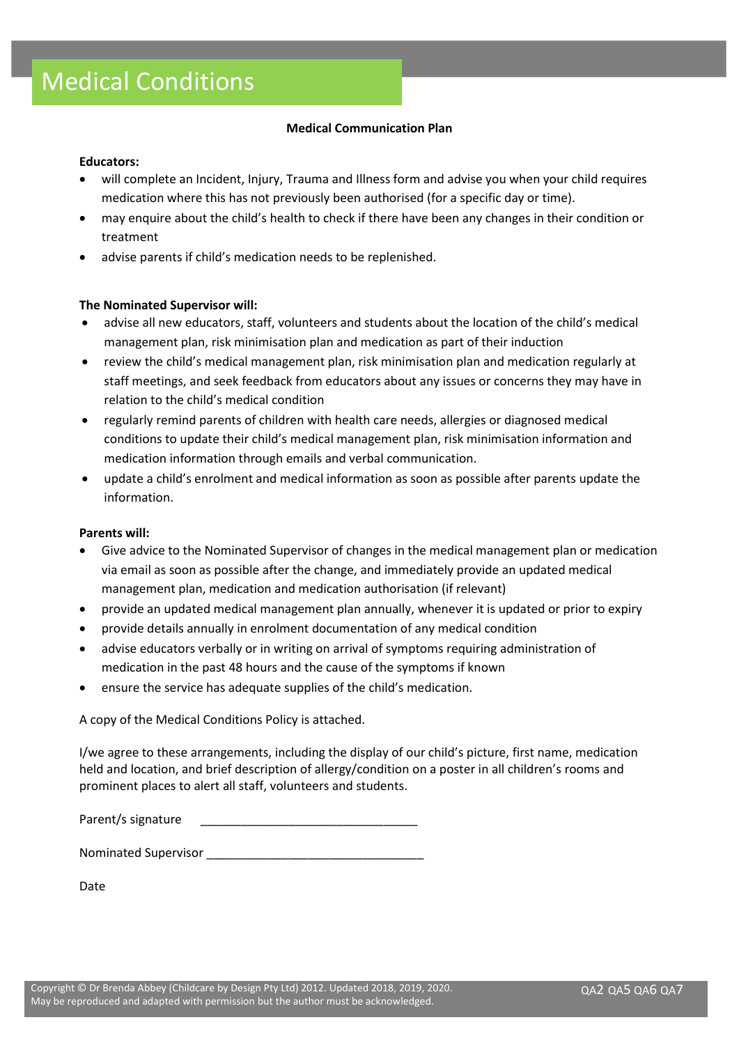# Medical Conditions

**Medical Communication Plan**

**Educators:**

- will complete an Incident, Injury, Trauma and Illness form and advise you when your child requires medication where this has not previously been authorised (for a specific day or time).
- may enquire about the child's health to check if there have been any changes in their condition or treatment
- advise parents if child's medication needs to be replenished.

**The Nominated Supervisor will:**

- advise all new educators, staff, volunteers and students about the location of the child's medical management plan, risk minimisation plan and medication as part of their induction
- review the child's medical management plan, risk minimisation plan and medication regularly at staff meetings, and seek feedback from educators about any issues or concerns they may have in relation to the child's medical condition
- regularly remind parents of children with health care needs, allergies or diagnosed medical conditions to update their child's medical management plan, risk minimisation information and medication information through emails and verbal communication.
- update a child's enrolment and medical information as soon as possible after parents update the information.

**Parents will:**

- Give advice to the Nominated Supervisor of changes in the medical management plan or medication via email as soon as possible after the change, and immediately provide an updated medical management plan, medication and medication authorisation (if relevant)
- provide an updated medical management plan annually, whenever it is updated or prior to expiry
- provide details annually in enrolment documentation of any medical condition
- advise educators verbally or in writing on arrival of symptoms requiring administration of medication in the past 48 hours and the cause of the symptoms if known
- ensure the service has adequate supplies of the child's medication.

A copy of the Medical Conditions Policy is attached.

I/we agree to these arrangements, including the display of our child's picture, first name, medication held and location, and brief description of allergy/condition on a poster in all children's rooms and prominent places to alert all staff, volunteers and students.

Parent/s signature _________________________________

Nominated Supervisor _________________________________

Date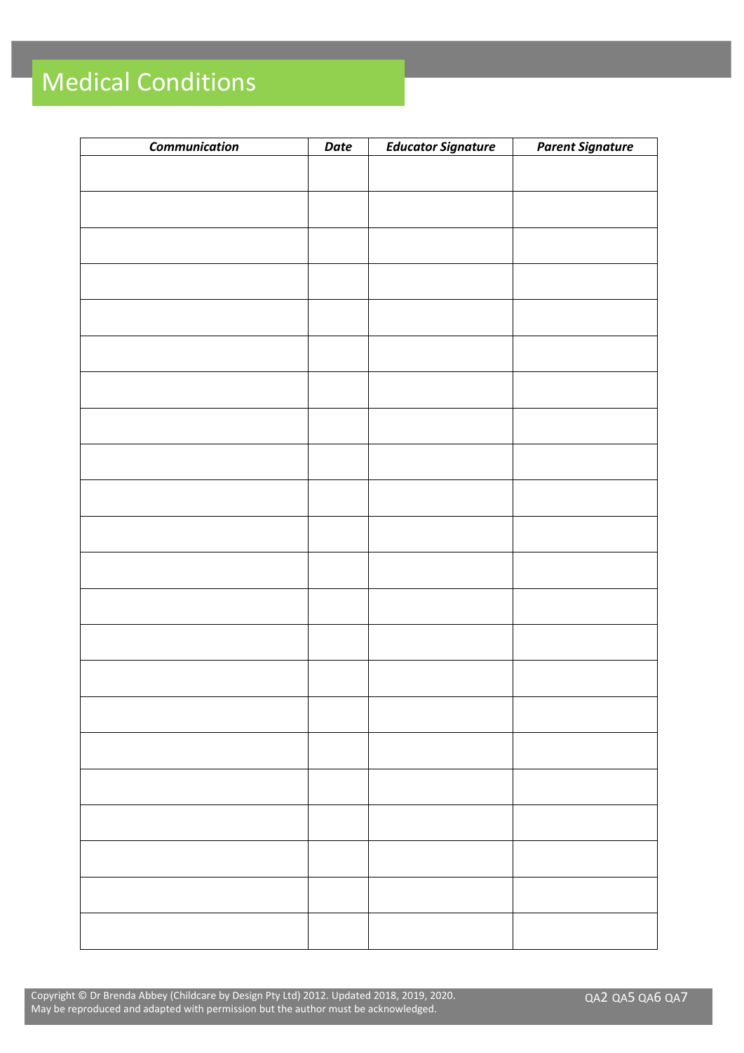# Medical Conditions

| ***Communication*** | ***Date*** | ***Educator Signature*** | ***Parent Signature*** |
|---|---|---|---|
| | | | |
| | | | |
| | | | |
| | | | |
| | | | |
| | | | |
| | | | |
| | | | |
| | | | |
| | | | |
| | | | |
| | | | |
| | | | |
| | | | |
| | | | |
| | | | |
| | | | |
| | | | |
| | | | |
| | | | |
| | | | |
| | | | |

Copyright © Dr Brenda Abbey (Childcare by Design Pty Ltd) 2012. Updated 2018, 2019, 2020.
May be reproduced and adapted with permission but the author must be acknowledged.

QA2 QA5 QA6 QA7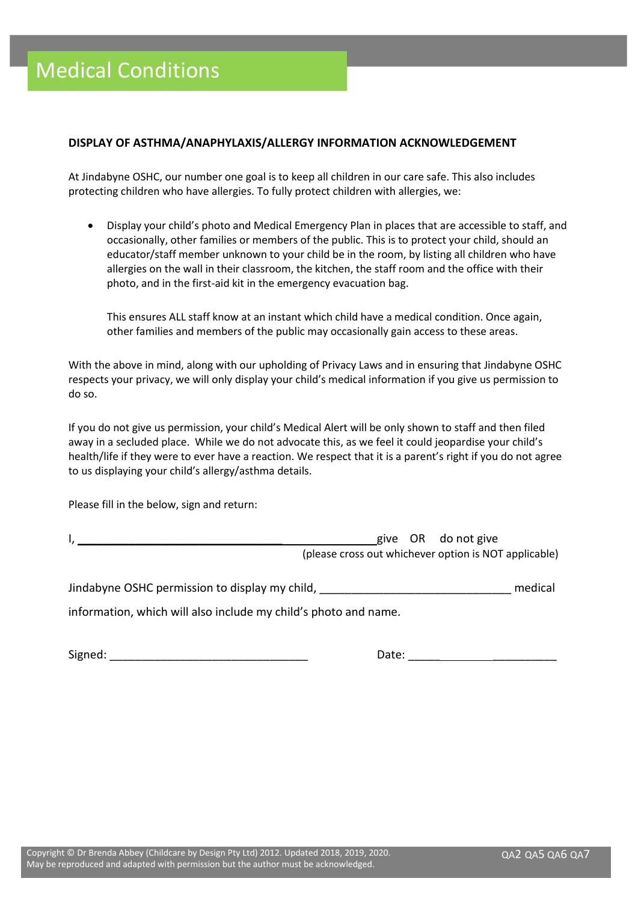# Medical Conditions

**DISPLAY OF ASTHMA/ANAPHYLAXIS/ALLERGY INFORMATION ACKNOWLEDGEMENT**

At Jindabyne OSHC, our number one goal is to keep all children in our care safe. This also includes protecting children who have allergies. To fully protect children with allergies, we:

- Display your child's photo and Medical Emergency Plan in places that are accessible to staff, and occasionally, other families or members of the public. This is to protect your child, should an educator/staff member unknown to your child be in the room, by listing all children who have allergies on the wall in their classroom, the kitchen, the staff room and the office with their photo, and in the first-aid kit in the emergency evacuation bag.

  This ensures ALL staff know at an instant which child have a medical condition. Once again, other families and members of the public may occasionally gain access to these areas.

With the above in mind, along with our upholding of Privacy Laws and in ensuring that Jindabyne OSHC respects your privacy, we will only display your child's medical information if you give us permission to do so.

If you do not give us permission, your child's Medical Alert will be only shown to staff and then filed away in a secluded place. While we do not advocate this, as we feel it could jeopardise your child's health/life if they were to ever have a reaction. We respect that it is a parent's right if you do not agree to us displaying your child's allergy/asthma details.

Please fill in the below, sign and return:

I, ________________________________________________ give OR do not give
(please cross out whichever option is NOT applicable)

Jindabyne OSHC permission to display my child, ______________________________ medical information, which will also include my child's photo and name.

Signed: _______________________________ Date: ______________________

Copyright © Dr Brenda Abbey (Childcare by Design Pty Ltd) 2012. Updated 2018, 2019, 2020.
May be reproduced and adapted with permission but the author must be acknowledged.

QA2 QA5 QA6 QA7